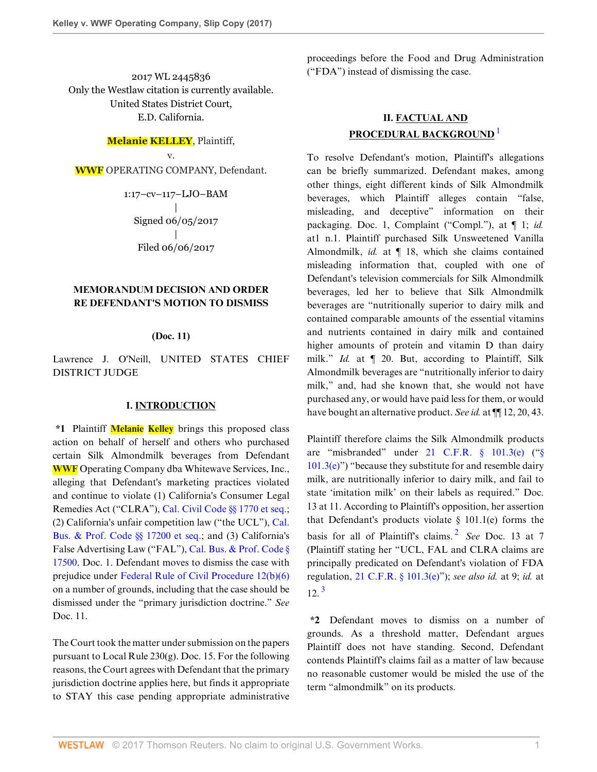2017 WL 2445836
Only the Westlaw citation is currently available.
United States District Court,
E.D. California.

Melanie KELLEY, Plaintiff,
v.
WWF OPERATING COMPANY, Defendant.

1:17–cv–117–LJO–BAM
|
Signed 06/05/2017
|
Filed 06/06/2017

**MEMORANDUM DECISION AND ORDER RE DEFENDANT'S MOTION TO DISMISS**

**(Doc. 11)**

Lawrence J. O'Neill, UNITED STATES CHIEF DISTRICT JUDGE

## I. INTRODUCTION

**\*1** Plaintiff Melanie Kelley brings this proposed class action on behalf of herself and others who purchased certain Silk Almondmilk beverages from Defendant WWF Operating Company dba Whitewave Services, Inc., alleging that Defendant's marketing practices violated and continue to violate (1) California's Consumer Legal Remedies Act ("CLRA"), Cal. Civil Code §§ 1770 et seq.; (2) California's unfair competition law ("the UCL"), Cal. Bus. & Prof. Code §§ 17200 et seq.; and (3) California's False Advertising Law ("FAL"), Cal. Bus. & Prof. Code § 17500. Doc. 1. Defendant moves to dismiss the case with prejudice under Federal Rule of Civil Procedure 12(b)(6) on a number of grounds, including that the case should be dismissed under the "primary jurisdiction doctrine." *See* Doc. 11.

The Court took the matter under submission on the papers pursuant to Local Rule 230(g). Doc. 15. For the following reasons, the Court agrees with Defendant that the primary jurisdiction doctrine applies here, but finds it appropriate to STAY this case pending appropriate administrative proceedings before the Food and Drug Administration ("FDA") instead of dismissing the case.

## II. FACTUAL AND PROCEDURAL BACKGROUND [1]

To resolve Defendant's motion, Plaintiff's allegations can be briefly summarized. Defendant makes, among other things, eight different kinds of Silk Almondmilk beverages, which Plaintiff alleges contain "false, misleading, and deceptive" information on their packaging. Doc. 1, Complaint ("Compl."), at ¶ 1; *id.* at1 n.1. Plaintiff purchased Silk Unsweetened Vanilla Almondmilk, *id.* at ¶ 18, which she claims contained misleading information that, coupled with one of Defendant's television commercials for Silk Almondmilk beverages, led her to believe that Silk Almondmilk beverages are "nutritionally superior to dairy milk and contained comparable amounts of the essential vitamins and nutrients contained in dairy milk and contained higher amounts of protein and vitamin D than dairy milk." *Id.* at ¶ 20. But, according to Plaintiff, Silk Almondmilk beverages are "nutritionally inferior to dairy milk," and, had she known that, she would not have purchased any, or would have paid less for them, or would have bought an alternative product. *See id.* at ¶¶ 12, 20, 43.

Plaintiff therefore claims the Silk Almondmilk products are "misbranded" under 21 C.F.R. § 101.3(e) ("§ 101.3(e)") "because they substitute for and resemble dairy milk, are nutritionally inferior to dairy milk, and fail to state 'imitation milk' on their labels as required." Doc. 13 at 11. According to Plaintiff's opposition, her assertion that Defendant's products violate § 101.1(e) forms the basis for all of Plaintiff's claims. [2] *See* Doc. 13 at 7 (Plaintiff stating her "UCL, FAL and CLRA claims are principally predicated on Defendant's violation of FDA regulation, 21 C.F.R. § 101.3(e)"); *see also id.* at 9; *id.* at 12. [3]

**\*2** Defendant moves to dismiss on a number of grounds. As a threshold matter, Defendant argues Plaintiff does not have standing. Second, Defendant contends Plaintiff's claims fail as a matter of law because no reasonable customer would be misled the use of the term "almondmilk" on its products.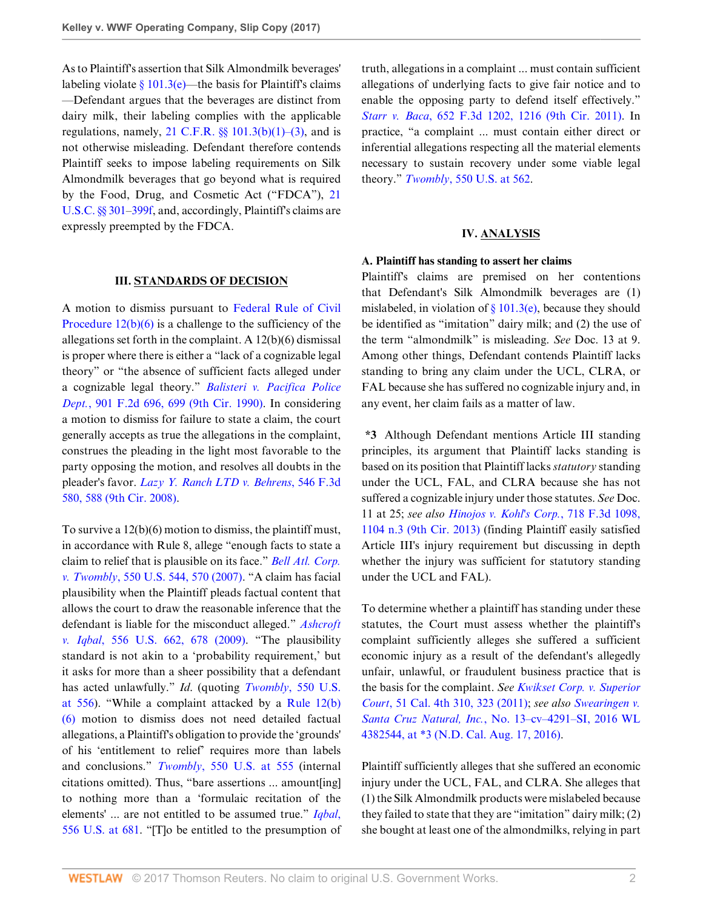As to Plaintiff's assertion that Silk Almondmilk beverages' labeling violate § 101.3(e)—the basis for Plaintiff's claims—Defendant argues that the beverages are distinct from dairy milk, their labeling complies with the applicable regulations, namely, 21 C.F.R. §§ 101.3(b)(1)–(3), and is not otherwise misleading. Defendant therefore contends Plaintiff seeks to impose labeling requirements on Silk Almondmilk beverages that go beyond what is required by the Food, Drug, and Cosmetic Act ("FDCA"), 21 U.S.C. §§ 301–399f, and, accordingly, Plaintiff's claims are expressly preempted by the FDCA.

## III. STANDARDS OF DECISION

A motion to dismiss pursuant to Federal Rule of Civil Procedure 12(b)(6) is a challenge to the sufficiency of the allegations set forth in the complaint. A 12(b)(6) dismissal is proper where there is either a "lack of a cognizable legal theory" or "the absence of sufficient facts alleged under a cognizable legal theory." *Balisteri v. Pacifica Police Dept.*, 901 F.2d 696, 699 (9th Cir. 1990). In considering a motion to dismiss for failure to state a claim, the court generally accepts as true the allegations in the complaint, construes the pleading in the light most favorable to the party opposing the motion, and resolves all doubts in the pleader's favor. *Lazy Y. Ranch LTD v. Behrens*, 546 F.3d 580, 588 (9th Cir. 2008).

To survive a 12(b)(6) motion to dismiss, the plaintiff must, in accordance with Rule 8, allege "enough facts to state a claim to relief that is plausible on its face." *Bell Atl. Corp. v. Twombly*, 550 U.S. 544, 570 (2007). "A claim has facial plausibility when the Plaintiff pleads factual content that allows the court to draw the reasonable inference that the defendant is liable for the misconduct alleged." *Ashcroft v. Iqbal*, 556 U.S. 662, 678 (2009). "The plausibility standard is not akin to a 'probability requirement,' but it asks for more than a sheer possibility that a defendant has acted unlawfully." *Id.* (quoting *Twombly*, 550 U.S. at 556). "While a complaint attacked by a Rule 12(b)(6) motion to dismiss does not need detailed factual allegations, a Plaintiff's obligation to provide the 'grounds' of his 'entitlement to relief' requires more than labels and conclusions." *Twombly*, 550 U.S. at 555 (internal citations omitted). Thus, "bare assertions ... amount[ing] to nothing more than a 'formulaic recitation of the elements' ... are not entitled to be assumed true." *Iqbal*, 556 U.S. at 681. "[T]o be entitled to the presumption of truth, allegations in a complaint ... must contain sufficient allegations of underlying facts to give fair notice and to enable the opposing party to defend itself effectively." *Starr v. Baca*, 652 F.3d 1202, 1216 (9th Cir. 2011). In practice, "a complaint ... must contain either direct or inferential allegations respecting all the material elements necessary to sustain recovery under some viable legal theory." *Twombly*, 550 U.S. at 562.

## IV. ANALYSIS

### A. Plaintiff has standing to assert her claims

Plaintiff's claims are premised on her contentions that Defendant's Silk Almondmilk beverages are (1) mislabeled, in violation of § 101.3(e), because they should be identified as "imitation" dairy milk; and (2) the use of the term "almondmilk" is misleading. *See* Doc. 13 at 9. Among other things, Defendant contends Plaintiff lacks standing to bring any claim under the UCL, CLRA, or FAL because she has suffered no cognizable injury and, in any event, her claim fails as a matter of law.

**\*3** Although Defendant mentions Article III standing principles, its argument that Plaintiff lacks standing is based on its position that Plaintiff lacks *statutory* standing under the UCL, FAL, and CLRA because she has not suffered a cognizable injury under those statutes. *See* Doc. 11 at 25; *see also Hinojos v. Kohl's Corp.*, 718 F.3d 1098, 1104 n.3 (9th Cir. 2013) (finding Plaintiff easily satisfied Article III's injury requirement but discussing in depth whether the injury was sufficient for statutory standing under the UCL and FAL).

To determine whether a plaintiff has standing under these statutes, the Court must assess whether the plaintiff's complaint sufficiently alleges she suffered a sufficient economic injury as a result of the defendant's allegedly unfair, unlawful, or fraudulent business practice that is the basis for the complaint. *See Kwikset Corp. v. Superior Court*, 51 Cal. 4th 310, 323 (2011); *see also Swearingen v. Santa Cruz Natural, Inc.*, No. 13–cv–4291–SI, 2016 WL 4382544, at \*3 (N.D. Cal. Aug. 17, 2016).

Plaintiff sufficiently alleges that she suffered an economic injury under the UCL, FAL, and CLRA. She alleges that (1) the Silk Almondmilk products were mislabeled because they failed to state that they are "imitation" dairy milk; (2) she bought at least one of the almondmilks, relying in part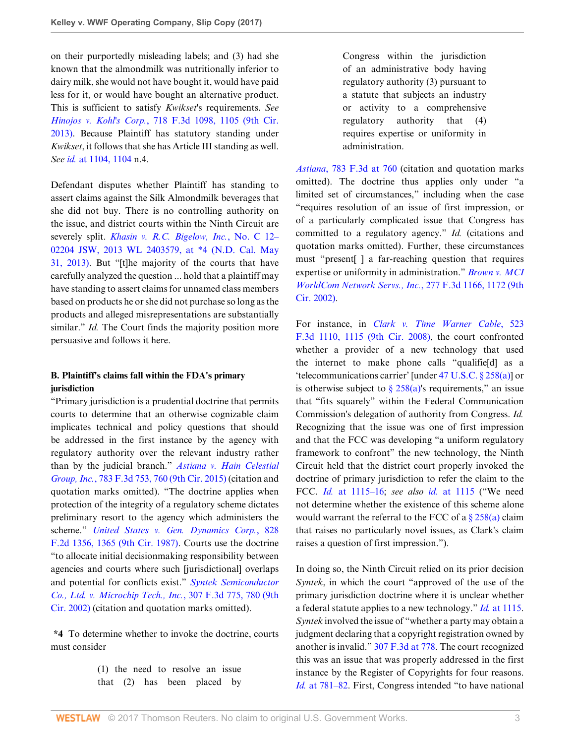on their purportedly misleading labels; and (3) had she known that the almondmilk was nutritionally inferior to dairy milk, she would not have bought it, would have paid less for it, or would have bought an alternative product. This is sufficient to satisfy *Kwikset*'s requirements. *See Hinojos v. Kohl's Corp.*, 718 F.3d 1098, 1105 (9th Cir. 2013). Because Plaintiff has statutory standing under *Kwikset*, it follows that she has Article III standing as well. *See id.* at 1104, 1104 n.4.

Defendant disputes whether Plaintiff has standing to assert claims against the Silk Almondmilk beverages that she did not buy. There is no controlling authority on the issue, and district courts within the Ninth Circuit are severely split. *Khasin v. R.C. Bigelow, Inc.*, No. C 12–02204 JSW, 2013 WL 2403579, at *4 (N.D. Cal. May 31, 2013). But "[t]he majority of the courts that have carefully analyzed the question ... hold that a plaintiff may have standing to assert claims for unnamed class members based on products he or she did not purchase so long as the products and alleged misrepresentations are substantially similar." *Id.* The Court finds the majority position more persuasive and follows it here.

**B. Plaintiff's claims fall within the FDA's primary jurisdiction**

"Primary jurisdiction is a prudential doctrine that permits courts to determine that an otherwise cognizable claim implicates technical and policy questions that should be addressed in the first instance by the agency with regulatory authority over the relevant industry rather than by the judicial branch." *Astiana v. Hain Celestial Group, Inc.*, 783 F.3d 753, 760 (9th Cir. 2015) (citation and quotation marks omitted). "The doctrine applies when protection of the integrity of a regulatory scheme dictates preliminary resort to the agency which administers the scheme." *United States v. Gen. Dynamics Corp.*, 828 F.2d 1356, 1365 (9th Cir. 1987). Courts use the doctrine "to allocate initial decisionmaking responsibility between agencies and courts where such [jurisdictional] overlaps and potential for conflicts exist." *Syntek Semiconductor Co., Ltd. v. Microchip Tech., Inc.*, 307 F.3d 775, 780 (9th Cir. 2002) (citation and quotation marks omitted).

**\*4** To determine whether to invoke the doctrine, courts must consider

> (1) the need to resolve an issue that (2) has been placed by Congress within the jurisdiction of an administrative body having regulatory authority (3) pursuant to a statute that subjects an industry or activity to a comprehensive regulatory authority that (4) requires expertise or uniformity in administration.

*Astiana*, 783 F.3d at 760 (citation and quotation marks omitted). The doctrine thus applies only under "a limited set of circumstances," including when the case "requires resolution of an issue of first impression, or of a particularly complicated issue that Congress has committed to a regulatory agency." *Id.* (citations and quotation marks omitted). Further, these circumstances must "present[ ] a far-reaching question that requires expertise or uniformity in administration." *Brown v. MCI WorldCom Network Servs., Inc.*, 277 F.3d 1166, 1172 (9th Cir. 2002).

For instance, in *Clark v. Time Warner Cable*, 523 F.3d 1110, 1115 (9th Cir. 2008), the court confronted whether a provider of a new technology that used the internet to make phone calls "qualifie[d] as a 'telecommunications carrier' [under 47 U.S.C. § 258(a)] or is otherwise subject to § 258(a)'s requirements," an issue that "fits squarely" within the Federal Communication Commission's delegation of authority from Congress. *Id.* Recognizing that the issue was one of first impression and that the FCC was developing "a uniform regulatory framework to confront" the new technology, the Ninth Circuit held that the district court properly invoked the doctrine of primary jurisdiction to refer the claim to the FCC. *Id.* at 1115–16; *see also id.* at 1115 ("We need not determine whether the existence of this scheme alone would warrant the referral to the FCC of a § 258(a) claim that raises no particularly novel issues, as Clark's claim raises a question of first impression.").

In doing so, the Ninth Circuit relied on its prior decision *Syntek*, in which the court "approved of the use of the primary jurisdiction doctrine where it is unclear whether a federal statute applies to a new technology." *Id.* at 1115. *Syntek* involved the issue of "whether a party may obtain a judgment declaring that a copyright registration owned by another is invalid." 307 F.3d at 778. The court recognized this was an issue that was properly addressed in the first instance by the Register of Copyrights for four reasons. *Id.* at 781–82. First, Congress intended "to have national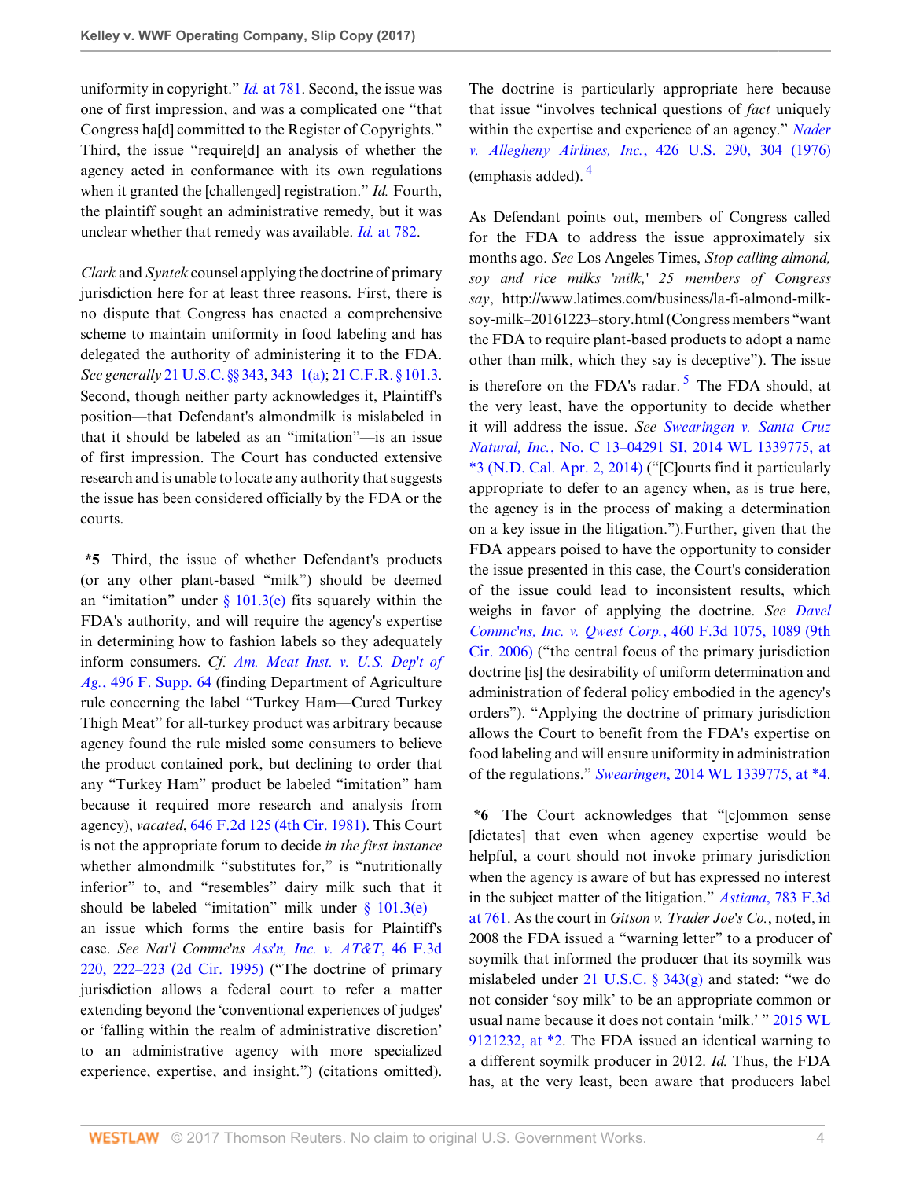uniformity in copyright." *Id.* at 781. Second, the issue was one of first impression, and was a complicated one "that Congress ha[d] committed to the Register of Copyrights." Third, the issue "require[d] an analysis of whether the agency acted in conformance with its own regulations when it granted the [challenged] registration." *Id.* Fourth, the plaintiff sought an administrative remedy, but it was unclear whether that remedy was available. *Id.* at 782.

*Clark* and *Syntek* counsel applying the doctrine of primary jurisdiction here for at least three reasons. First, there is no dispute that Congress has enacted a comprehensive scheme to maintain uniformity in food labeling and has delegated the authority of administering it to the FDA. *See generally* 21 U.S.C. §§ 343, 343–1(a); 21 C.F.R. § 101.3. Second, though neither party acknowledges it, Plaintiff's position—that Defendant's almondmilk is mislabeled in that it should be labeled as an "imitation"—is an issue of first impression. The Court has conducted extensive research and is unable to locate any authority that suggests the issue has been considered officially by the FDA or the courts.

**\*5** Third, the issue of whether Defendant's products (or any other plant-based "milk") should be deemed an "imitation" under § 101.3(e) fits squarely within the FDA's authority, and will require the agency's expertise in determining how to fashion labels so they adequately inform consumers. *Cf. Am. Meat Inst. v. U.S. Dep't of Ag.*, 496 F. Supp. 64 (finding Department of Agriculture rule concerning the label "Turkey Ham—Cured Turkey Thigh Meat" for all-turkey product was arbitrary because agency found the rule misled some consumers to believe the product contained pork, but declining to order that any "Turkey Ham" product be labeled "imitation" ham because it required more research and analysis from agency), *vacated*, 646 F.2d 125 (4th Cir. 1981). This Court is not the appropriate forum to decide *in the first instance* whether almondmilk "substitutes for," is "nutritionally inferior" to, and "resembles" dairy milk such that it should be labeled "imitation" milk under § 101.3(e)—an issue which forms the entire basis for Plaintiff's case. *See Nat'l Commc'ns Ass'n, Inc. v. AT&T*, 46 F.3d 220, 222–223 (2d Cir. 1995) ("The doctrine of primary jurisdiction allows a federal court to refer a matter extending beyond the 'conventional experiences of judges' or 'falling within the realm of administrative discretion' to an administrative agency with more specialized experience, expertise, and insight.") (citations omitted). The doctrine is particularly appropriate here because that issue "involves technical questions of *fact* uniquely within the expertise and experience of an agency." *Nader v. Allegheny Airlines, Inc.*, 426 U.S. 290, 304 (1976) (emphasis added).[4]

As Defendant points out, members of Congress called for the FDA to address the issue approximately six months ago. *See* Los Angeles Times, *Stop calling almond, soy and rice milks 'milk,' 25 members of Congress say*, http://www.latimes.com/business/la-fi-almond-milk-soy-milk–20161223–story.html (Congress members "want the FDA to require plant-based products to adopt a name other than milk, which they say is deceptive"). The issue is therefore on the FDA's radar.[5] The FDA should, at the very least, have the opportunity to decide whether it will address the issue. *See Swearingen v. Santa Cruz Natural, Inc.*, No. C 13–04291 SI, 2014 WL 1339775, at \*3 (N.D. Cal. Apr. 2, 2014) ("[C]ourts find it particularly appropriate to defer to an agency when, as is true here, the agency is in the process of making a determination on a key issue in the litigation.").Further, given that the FDA appears poised to have the opportunity to consider the issue presented in this case, the Court's consideration of the issue could lead to inconsistent results, which weighs in favor of applying the doctrine. *See Davel Commc'ns, Inc. v. Qwest Corp.*, 460 F.3d 1075, 1089 (9th Cir. 2006) ("the central focus of the primary jurisdiction doctrine [is] the desirability of uniform determination and administration of federal policy embodied in the agency's orders"). "Applying the doctrine of primary jurisdiction allows the Court to benefit from the FDA's expertise on food labeling and will ensure uniformity in administration of the regulations." *Swearingen*, 2014 WL 1339775, at \*4.

**\*6** The Court acknowledges that "[c]ommon sense [dictates] that even when agency expertise would be helpful, a court should not invoke primary jurisdiction when the agency is aware of but has expressed no interest in the subject matter of the litigation." *Astiana*, 783 F.3d at 761. As the court in *Gitson v. Trader Joe's Co.*, noted, in 2008 the FDA issued a "warning letter" to a producer of soymilk that informed the producer that its soymilk was mislabeled under 21 U.S.C. § 343(g) and stated: "we do not consider 'soy milk' to be an appropriate common or usual name because it does not contain 'milk.' " 2015 WL 9121232, at \*2. The FDA issued an identical warning to a different soymilk producer in 2012. *Id.* Thus, the FDA has, at the very least, been aware that producers label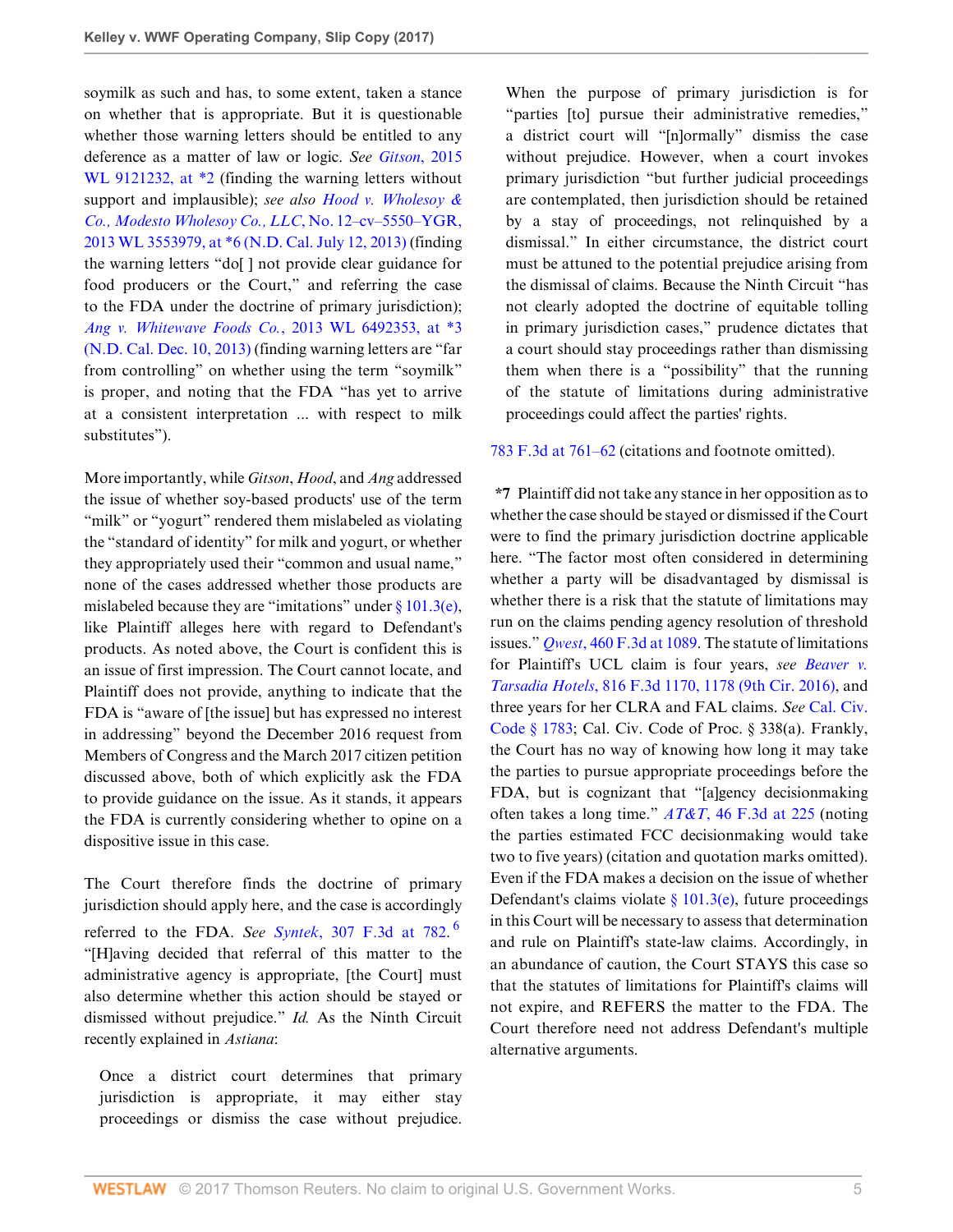soymilk as such and has, to some extent, taken a stance on whether that is appropriate. But it is questionable whether those warning letters should be entitled to any deference as a matter of law or logic. *See Gitson*, 2015 WL 9121232, at *2 (finding the warning letters without support and implausible); *see also Hood v. Wholesoy & Co., Modesto Wholesoy Co., LLC*, No. 12–cv–5550–YGR, 2013 WL 3553979, at *6 (N.D. Cal. July 12, 2013) (finding the warning letters "do[ ] not provide clear guidance for food producers or the Court," and referring the case to the FDA under the doctrine of primary jurisdiction); *Ang v. Whitewave Foods Co.*, 2013 WL 6492353, at *3 (N.D. Cal. Dec. 10, 2013) (finding warning letters are "far from controlling" on whether using the term "soymilk" is proper, and noting that the FDA "has yet to arrive at a consistent interpretation ... with respect to milk substitutes").

More importantly, while *Gitson*, *Hood*, and *Ang* addressed the issue of whether soy-based products' use of the term "milk" or "yogurt" rendered them mislabeled as violating the "standard of identity" for milk and yogurt, or whether they appropriately used their "common and usual name," none of the cases addressed whether those products are mislabeled because they are "imitations" under § 101.3(e), like Plaintiff alleges here with regard to Defendant's products. As noted above, the Court is confident this is an issue of first impression. The Court cannot locate, and Plaintiff does not provide, anything to indicate that the FDA is "aware of [the issue] but has expressed no interest in addressing" beyond the December 2016 request from Members of Congress and the March 2017 citizen petition discussed above, both of which explicitly ask the FDA to provide guidance on the issue. As it stands, it appears the FDA is currently considering whether to opine on a dispositive issue in this case.

The Court therefore finds the doctrine of primary jurisdiction should apply here, and the case is accordingly referred to the FDA. *See Syntek*, 307 F.3d at 782.[6] "[H]aving decided that referral of this matter to the administrative agency is appropriate, [the Court] must also determine whether this action should be stayed or dismissed without prejudice." *Id.* As the Ninth Circuit recently explained in *Astiana*:

> Once a district court determines that primary jurisdiction is appropriate, it may either stay proceedings or dismiss the case without prejudice. When the purpose of primary jurisdiction is for "parties [to] pursue their administrative remedies," a district court will "[n]ormally" dismiss the case without prejudice. However, when a court invokes primary jurisdiction "but further judicial proceedings are contemplated, then jurisdiction should be retained by a stay of proceedings, not relinquished by a dismissal." In either circumstance, the district court must be attuned to the potential prejudice arising from the dismissal of claims. Because the Ninth Circuit "has not clearly adopted the doctrine of equitable tolling in primary jurisdiction cases," prudence dictates that a court should stay proceedings rather than dismissing them when there is a "possibility" that the running of the statute of limitations during administrative proceedings could affect the parties' rights.

783 F.3d at 761–62 (citations and footnote omitted).

**\*7** Plaintiff did not take any stance in her opposition as to whether the case should be stayed or dismissed if the Court were to find the primary jurisdiction doctrine applicable here. "The factor most often considered in determining whether a party will be disadvantaged by dismissal is whether there is a risk that the statute of limitations may run on the claims pending agency resolution of threshold issues." *Qwest*, 460 F.3d at 1089. The statute of limitations for Plaintiff's UCL claim is four years, *see Beaver v. Tarsadia Hotels*, 816 F.3d 1170, 1178 (9th Cir. 2016), and three years for her CLRA and FAL claims. *See* Cal. Civ. Code § 1783; Cal. Civ. Code of Proc. § 338(a). Frankly, the Court has no way of knowing how long it may take the parties to pursue appropriate proceedings before the FDA, but is cognizant that "[a]gency decisionmaking often takes a long time." *AT&T*, 46 F.3d at 225 (noting the parties estimated FCC decisionmaking would take two to five years) (citation and quotation marks omitted). Even if the FDA makes a decision on the issue of whether Defendant's claims violate § 101.3(e), future proceedings in this Court will be necessary to assess that determination and rule on Plaintiff's state-law claims. Accordingly, in an abundance of caution, the Court STAYS this case so that the statutes of limitations for Plaintiff's claims will not expire, and REFERS the matter to the FDA. The Court therefore need not address Defendant's multiple alternative arguments.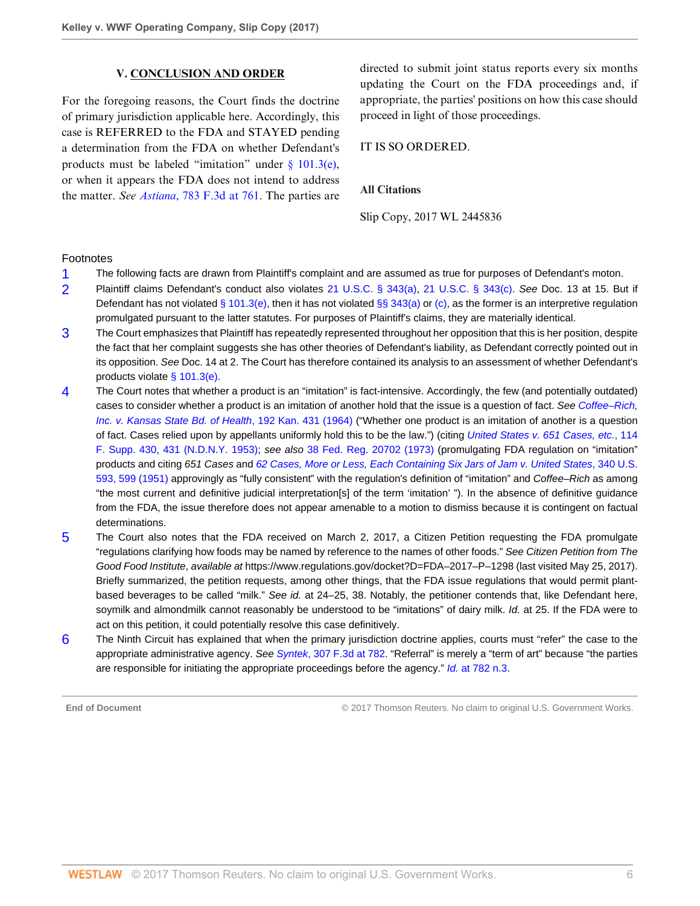## V. CONCLUSION AND ORDER

For the foregoing reasons, the Court finds the doctrine of primary jurisdiction applicable here. Accordingly, this case is REFERRED to the FDA and STAYED pending a determination from the FDA on whether Defendant's products must be labeled "imitation" under § 101.3(e), or when it appears the FDA does not intend to address the matter. *See Astiana*, 783 F.3d at 761. The parties are directed to submit joint status reports every six months updating the Court on the FDA proceedings and, if appropriate, the parties' positions on how this case should proceed in light of those proceedings.

IT IS SO ORDERED.

### All Citations

Slip Copy, 2017 WL 2445836

## Footnotes

1 The following facts are drawn from Plaintiff's complaint and are assumed as true for purposes of Defendant's moton.

2 Plaintiff claims Defendant's conduct also violates 21 U.S.C. § 343(a), 21 U.S.C. § 343(c). *See* Doc. 13 at 15. But if Defendant has not violated § 101.3(e), then it has not violated §§ 343(a) or (c), as the former is an interpretive regulation promulgated pursuant to the latter statutes. For purposes of Plaintiff's claims, they are materially identical.

3 The Court emphasizes that Plaintiff has repeatedly represented throughout her opposition that this is her position, despite the fact that her complaint suggests she has other theories of Defendant's liability, as Defendant correctly pointed out in its opposition. *See* Doc. 14 at 2. The Court has therefore contained its analysis to an assessment of whether Defendant's products violate § 101.3(e).

4 The Court notes that whether a product is an "imitation" is fact-intensive. Accordingly, the few (and potentially outdated) cases to consider whether a product is an imitation of another hold that the issue is a question of fact. *See Coffee–Rich, Inc. v. Kansas State Bd. of Health*, 192 Kan. 431 (1964) ("Whether one product is an imitation of another is a question of fact. Cases relied upon by appellants uniformly hold this to be the law.") (citing *United States v. 651 Cases, etc.*, 114 F. Supp. 430, 431 (N.D.N.Y. 1953); *see also* 38 Fed. Reg. 20702 (1973) (promulgating FDA regulation on "imitation" products and citing *651 Cases* and *62 Cases, More or Less, Each Containing Six Jars of Jam v. United States*, 340 U.S. 593, 599 (1951) approvingly as "fully consistent" with the regulation's definition of "imitation" and *Coffee–Rich* as among "the most current and definitive judicial interpretation[s] of the term 'imitation' "). In the absence of definitive guidance from the FDA, the issue therefore does not appear amenable to a motion to dismiss because it is contingent on factual determinations.

5 The Court also notes that the FDA received on March 2, 2017, a Citizen Petition requesting the FDA promulgate "regulations clarifying how foods may be named by reference to the names of other foods." *See Citizen Petition from The Good Food Institute*, *available at* https://www.regulations.gov/docket?D=FDA–2017–P–1298 (last visited May 25, 2017). Briefly summarized, the petition requests, among other things, that the FDA issue regulations that would permit plant-based beverages to be called "milk." *See id.* at 24–25, 38. Notably, the petitioner contends that, like Defendant here, soymilk and almondmilk cannot reasonably be understood to be "imitations" of dairy milk. *Id.* at 25. If the FDA were to act on this petition, it could potentially resolve this case definitively.

6 The Ninth Circuit has explained that when the primary jurisdiction doctrine applies, courts must "refer" the case to the appropriate administrative agency. *See Syntek*, 307 F.3d at 782. "Referral" is merely a "term of art" because "the parties are responsible for initiating the appropriate proceedings before the agency." *Id.* at 782 n.3.

**End of Document** © 2017 Thomson Reuters. No claim to original U.S. Government Works.